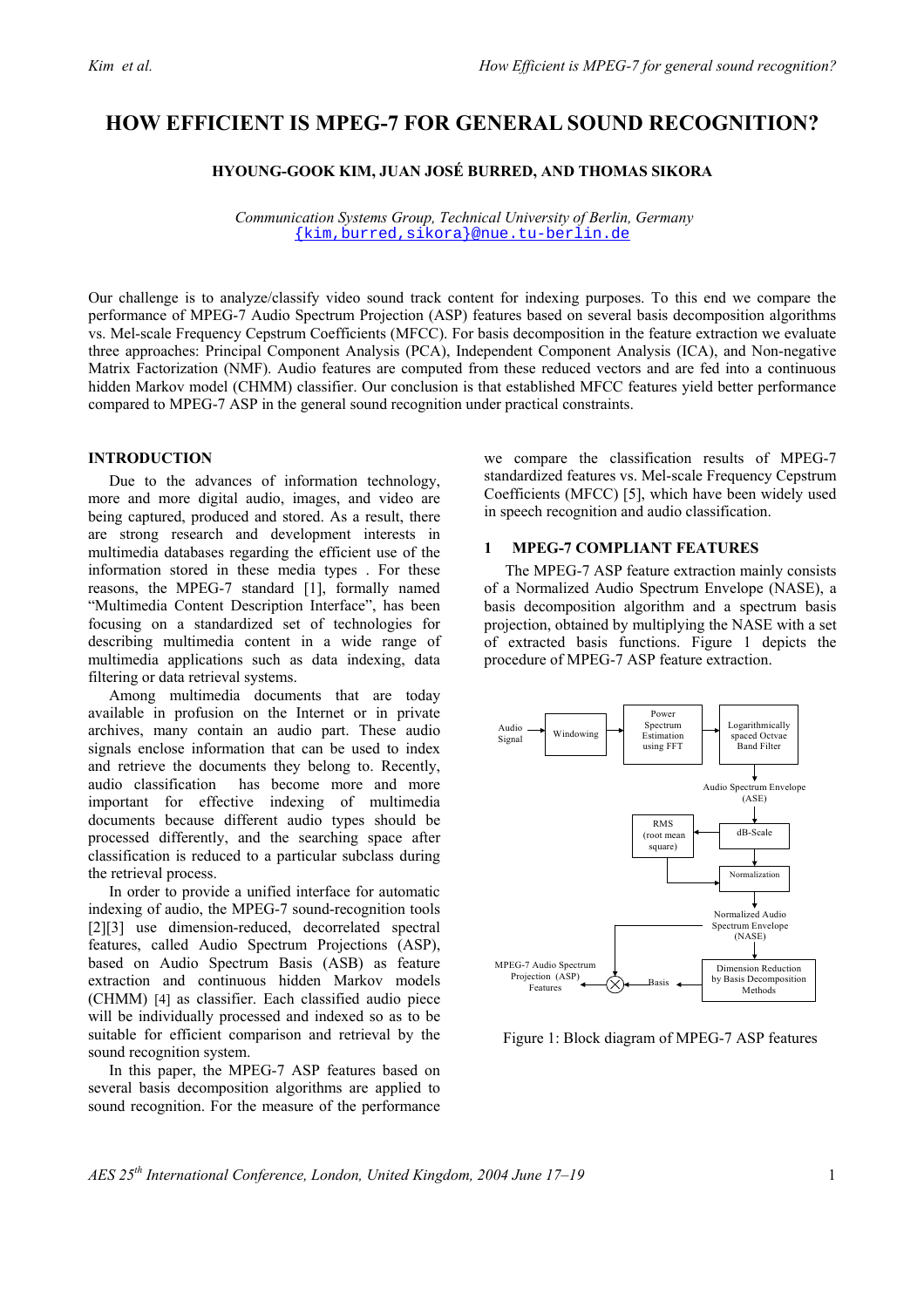# HOW EFFICIENT IS MPEG-7 FOR GENERAL SOUND RECOGNITION?

**HYOUNG-GOOK KIM, JUAN JOSÉ BURRED, AND THOMAS SIKORA**

*Communication Systems Group, Technical University of Berlin, Germany*
{kim,burred,sikora}@nue.tu-berlin.de

Our challenge is to analyze/classify video sound track content for indexing purposes. To this end we compare the performance of MPEG-7 Audio Spectrum Projection (ASP) features based on several basis decomposition algorithms vs. Mel-scale Frequency Cepstrum Coefficients (MFCC). For basis decomposition in the feature extraction we evaluate three approaches: Principal Component Analysis (PCA), Independent Component Analysis (ICA), and Non-negative Matrix Factorization (NMF). Audio features are computed from these reduced vectors and are fed into a continuous hidden Markov model (CHMM) classifier. Our conclusion is that established MFCC features yield better performance compared to MPEG-7 ASP in the general sound recognition under practical constraints.

## INTRODUCTION

Due to the advances of information technology, more and more digital audio, images, and video are being captured, produced and stored. As a result, there are strong research and development interests in multimedia databases regarding the efficient use of the information stored in these media types . For these reasons, the MPEG-7 standard [1], formally named "Multimedia Content Description Interface", has been focusing on a standardized set of technologies for describing multimedia content in a wide range of multimedia applications such as data indexing, data filtering or data retrieval systems.

Among multimedia documents that are today available in profusion on the Internet or in private archives, many contain an audio part. These audio signals enclose information that can be used to index and retrieve the documents they belong to. Recently, audio classification has become more and more important for effective indexing of multimedia documents because different audio types should be processed differently, and the searching space after classification is reduced to a particular subclass during the retrieval process.

In order to provide a unified interface for automatic indexing of audio, the MPEG-7 sound-recognition tools [2][3] use dimension-reduced, decorrelated spectral features, called Audio Spectrum Projections (ASP), based on Audio Spectrum Basis (ASB) as feature extraction and continuous hidden Markov models (CHMM) [4] as classifier. Each classified audio piece will be individually processed and indexed so as to be suitable for efficient comparison and retrieval by the sound recognition system.

In this paper, the MPEG-7 ASP features based on several basis decomposition algorithms are applied to sound recognition. For the measure of the performance we compare the classification results of MPEG-7 standardized features vs. Mel-scale Frequency Cepstrum Coefficients (MFCC) [5], which have been widely used in speech recognition and audio classification.

## 1 MPEG-7 COMPLIANT FEATURES

The MPEG-7 ASP feature extraction mainly consists of a Normalized Audio Spectrum Envelope (NASE), a basis decomposition algorithm and a spectrum basis projection, obtained by multiplying the NASE with a set of extracted basis functions. Figure 1 depicts the procedure of MPEG-7 ASP feature extraction.

Figure 1: Block diagram of MPEG-7 ASP features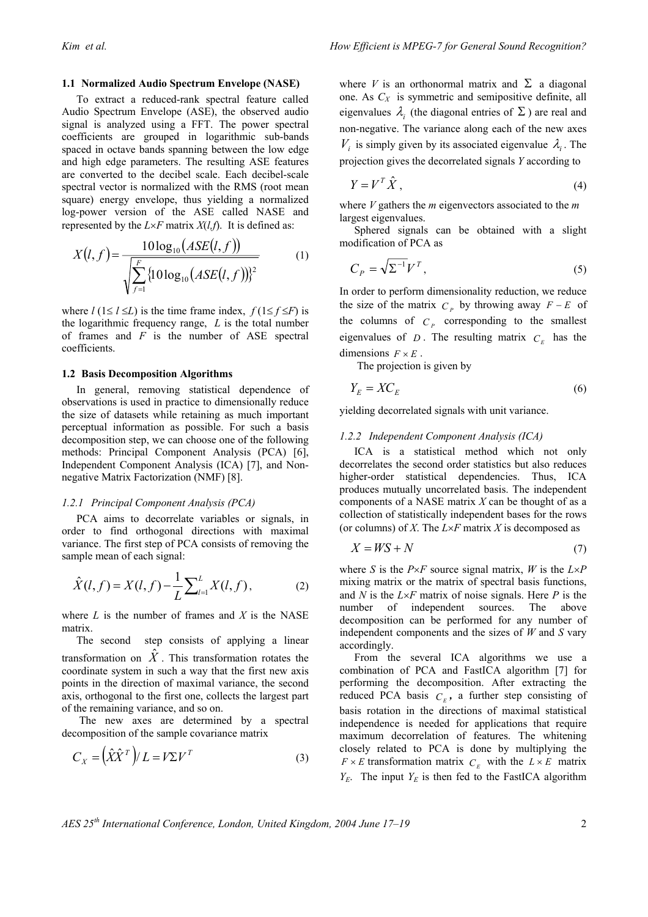### 1.1 Normalized Audio Spectrum Envelope (NASE)

To extract a reduced-rank spectral feature called Audio Spectrum Envelope (ASE), the observed audio signal is analyzed using a FFT. The power spectral coefficients are grouped in logarithmic sub-bands spaced in octave bands spanning between the low edge and high edge parameters. The resulting ASE features are converted to the decibel scale. Each decibel-scale spectral vector is normalized with the RMS (root mean square) energy envelope, thus yielding a normalized log-power version of the ASE called NASE and represented by the $L\times F$ matrix $X(l,f)$. It is defined as:

$$X(l,f)=\frac{10\log_{10}(ASE(l,f))}{\sqrt{\sum_{f=1}^{F}\{10\log_{10}(ASE(l,f))\}^2}} \tag{1}$$

where $l$ ($1\leq l \leq L$) is the time frame index, $f$ ($1\leq f \leq F$) is the logarithmic frequency range, $L$ is the total number of frames and $F$ is the number of ASE spectral coefficients.

### 1.2 Basis Decomposition Algorithms

In general, removing statistical dependence of observations is used in practice to dimensionally reduce the size of datasets while retaining as much important perceptual information as possible. For such a basis decomposition step, we can choose one of the following methods: Principal Component Analysis (PCA) [6], Independent Component Analysis (ICA) [7], and Non-negative Matrix Factorization (NMF) [8].

#### *1.2.1 Principal Component Analysis (PCA)*

PCA aims to decorrelate variables or signals, in order to find orthogonal directions with maximal variance. The first step of PCA consists of removing the sample mean of each signal:

$$\hat{X}(l,f)=X(l,f)-\frac{1}{L}\sum_{l=1}^{L}X(l,f), \tag{2}$$

where $L$ is the number of frames and $X$ is the NASE matrix.

The second step consists of applying a linear transformation on $\hat{X}$. This transformation rotates the coordinate system in such a way that the first new axis points in the direction of maximal variance, the second axis, orthogonal to the first one, collects the largest part of the remaining variance, and so on.

The new axes are determined by a spectral decomposition of the sample covariance matrix

$$C_X=\left(\hat{X}\hat{X}^T\right)/L=V\Sigma V^T \tag{3}$$

where $V$ is an orthonormal matrix and $\Sigma$ a diagonal one. As $C_X$ is symmetric and semipositive definite, all eigenvalues $\lambda_i$ (the diagonal entries of $\Sigma$) are real and non-negative. The variance along each of the new axes $V_i$ is simply given by its associated eigenvalue $\lambda_i$. The projection gives the decorrelated signals $Y$ according to

$$Y=V^T\hat{X}, \tag{4}$$

where $V$ gathers the $m$ eigenvectors associated to the $m$ largest eigenvalues.

Sphered signals can be obtained with a slight modification of PCA as

$$C_P=\sqrt{\Sigma^{-1}}V^T, \tag{5}$$

In order to perform dimensionality reduction, we reduce the size of the matrix $C_P$ by throwing away $F-E$ of the columns of $C_P$ corresponding to the smallest eigenvalues of $D$. The resulting matrix $C_E$ has the dimensions $F\times E$.

The projection is given by

$$Y_E=XC_E \tag{6}$$

yielding decorrelated signals with unit variance.

#### *1.2.2 Independent Component Analysis (ICA)*

ICA is a statistical method which not only decorrelates the second order statistics but also reduces higher-order statistical dependencies. Thus, ICA produces mutually uncorrelated basis. The independent components of a NASE matrix $X$ can be thought of as a collection of statistically independent bases for the rows (or columns) of $X$. The $L\times F$ matrix $X$ is decomposed as

$$X=WS+N \tag{7}$$

where $S$ is the $P\times F$ source signal matrix, $W$ is the $L\times P$ mixing matrix or the matrix of spectral basis functions, and $N$ is the $L\times F$ matrix of noise signals. Here $P$ is the number of independent sources. The above decomposition can be performed for any number of independent components and the sizes of $W$ and $S$ vary accordingly.

From the several ICA algorithms we use a combination of PCA and FastICA algorithm [7] for performing the decomposition. After extracting the reduced PCA basis $C_E$, a further step consisting of basis rotation in the directions of maximal statistical independence is needed for applications that require maximum decorrelation of features. The whitening closely related to PCA is done by multiplying the $F\times E$ transformation matrix $C_E$ with the $L\times E$ matrix $Y_E$. The input $Y_E$ is then fed to the FastICA algorithm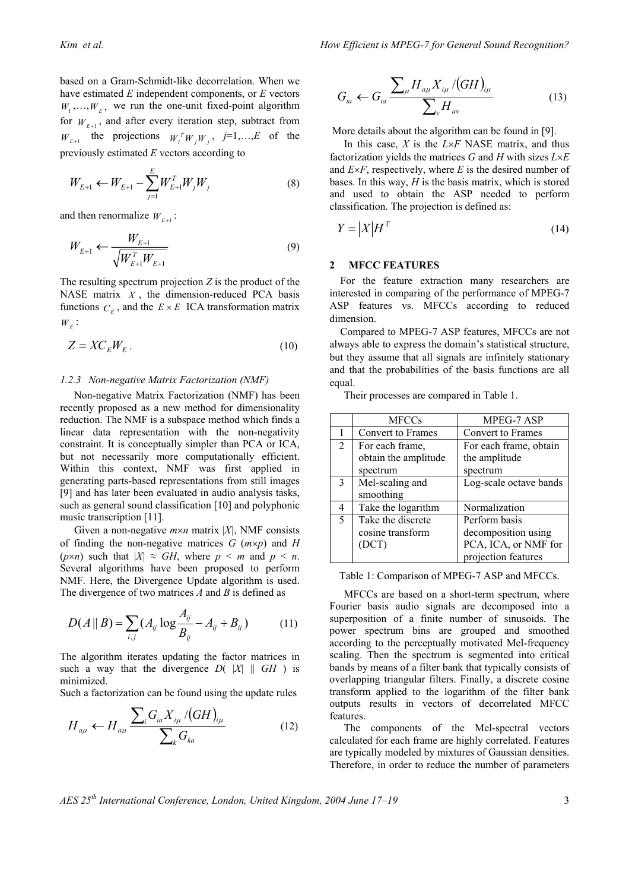based on a Gram-Schmidt-like decorrelation. When we have estimated $E$ independent components, or $E$ vectors $W_1,\ldots,W_E$, we run the one-unit fixed-point algorithm for $W_{E+1}$, and after every iteration step, subtract from $W_{E+1}$ the projections $W_i^T W_j W_j$, $j$=1,…,$E$ of the previously estimated $E$ vectors according to

$$W_{E+1} \leftarrow W_{E+1} - \sum_{j=1}^{E} W_{E+1}^T W_j W_j \tag{8}$$

and then renormalize $W_{E+1}$:

$$W_{E+1} \leftarrow \frac{W_{E+1}}{\sqrt{W_{E+1}^T W_{E+1}}} \tag{9}$$

The resulting spectrum projection $Z$ is the product of the NASE matrix $X$, the dimension-reduced PCA basis functions $C_E$, and the $E \times E$ ICA transformation matrix $W_E$:

$$Z = XC_E W_E . \tag{10}$$

#### *1.2.3 Non-negative Matrix Factorization (NMF)*

Non-negative Matrix Factorization (NMF) has been recently proposed as a new method for dimensionality reduction. The NMF is a subspace method which finds a linear data representation with the non-negativity constraint. It is conceptually simpler than PCA or ICA, but not necessarily more computationally efficient. Within this context, NMF was first applied in generating parts-based representations from still images [9] and has later been evaluated in audio analysis tasks, such as general sound classification [10] and polyphonic music transcription [11].

Given a non-negative $m\times n$ matrix $|X|$, NMF consists of finding the non-negative matrices $G$ ($m\times p$) and $H$ ($p\times n$) such that $|X| \approx GH$, where $p < m$ and $p < n$. Several algorithms have been proposed to perform NMF. Here, the Divergence Update algorithm is used. The divergence of two matrices $A$ and $B$ is defined as

$$D(A\,||\,B) = \sum_{i,j} (A_{ij} \log \frac{A_{ij}}{B_{ij}} - A_{ij} + B_{ij}) \tag{11}$$

The algorithm iterates updating the factor matrices in such a way that the divergence $D(\ |X|\ ||\ GH\ )$ is minimized.

Such a factorization can be found using the update rules

$$H_{a\mu} \leftarrow H_{a\mu} \frac{\sum_i G_{ia} X_{i\mu} / (GH)_{i\mu}}{\sum_k G_{ka}} \tag{12}$$

$$G_{ia} \leftarrow G_{ia} \frac{\sum_\mu H_{a\mu} X_{i\mu} / (GH)_{i\mu}}{\sum_v H_{av}} \tag{13}$$

More details about the algorithm can be found in [9].

In this case, $X$ is the $L\times F$ NASE matrix, and thus factorization yields the matrices $G$ and $H$ with sizes $L\times E$ and $E\times F$, respectively, where $E$ is the desired number of bases. In this way, $H$ is the basis matrix, which is stored and used to obtain the ASP needed to perform classification. The projection is defined as:

$$Y = |X| H^T \tag{14}$$

## 2 MFCC FEATURES

For the feature extraction many researchers are interested in comparing of the performance of MPEG-7 ASP features vs. MFCCs according to reduced dimension.

Compared to MPEG-7 ASP features, MFCCs are not always able to express the domain's statistical structure, but they assume that all signals are infinitely stationary and that the probabilities of the basis functions are all equal.

Their processes are compared in Table 1.

| | MFCCs | MPEG-7 ASP |
|---|---|---|
| 1 | Convert to Frames | Convert to Frames |
| 2 | For each frame, obtain the amplitude spectrum | For each frame, obtain the amplitude spectrum |
| 3 | Mel-scaling and smoothing | Log-scale octave bands |
| 4 | Take the logarithm | Normalization |
| 5 | Take the discrete cosine transform (DCT) | Perform basis decomposition using PCA, ICA, or NMF for projection features |

Table 1: Comparison of MPEG-7 ASP and MFCCs.

MFCCs are based on a short-term spectrum, where Fourier basis audio signals are decomposed into a superposition of a finite number of sinusoids. The power spectrum bins are grouped and smoothed according to the perceptually motivated Mel-frequency scaling. Then the spectrum is segmented into critical bands by means of a filter bank that typically consists of overlapping triangular filters. Finally, a discrete cosine transform applied to the logarithm of the filter bank outputs results in vectors of decorrelated MFCC features.

The components of the Mel-spectral vectors calculated for each frame are highly correlated. Features are typically modeled by mixtures of Gaussian densities. Therefore, in order to reduce the number of parameters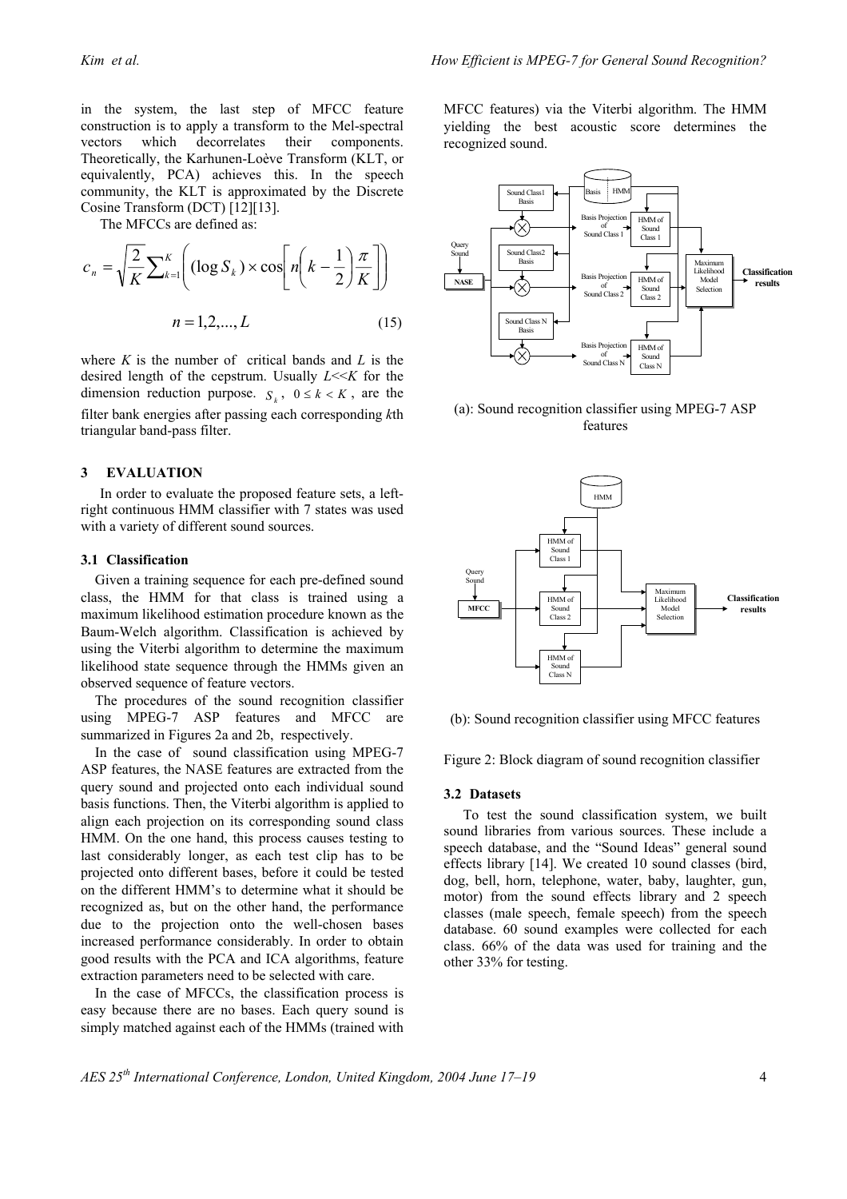in the system, the last step of MFCC feature construction is to apply a transform to the Mel-spectral vectors which decorrelates their components. Theoretically, the Karhunen-Loève Transform (KLT, or equivalently, PCA) achieves this. In the speech community, the KLT is approximated by the Discrete Cosine Transform (DCT) [12][13].

The MFCCs are defined as:

$$c_n = \sqrt{\frac{2}{K}} \sum_{k=1}^{K} \left( (\log S_k) \times \cos\left[ n\left(k - \frac{1}{2}\right)\frac{\pi}{K} \right] \right)$$

$$n = 1, 2, ..., L \tag{15}$$

where $K$ is the number of critical bands and $L$ is the desired length of the cepstrum. Usually $L<<K$ for the dimension reduction purpose. $S_k$, $0 \le k < K$, are the filter bank energies after passing each corresponding $k$th triangular band-pass filter.

## 3 EVALUATION

In order to evaluate the proposed feature sets, a left-right continuous HMM classifier with 7 states was used with a variety of different sound sources.

### 3.1 Classification

Given a training sequence for each pre-defined sound class, the HMM for that class is trained using a maximum likelihood estimation procedure known as the Baum-Welch algorithm. Classification is achieved by using the Viterbi algorithm to determine the maximum likelihood state sequence through the HMMs given an observed sequence of feature vectors.

The procedures of the sound recognition classifier using MPEG-7 ASP features and MFCC are summarized in Figures 2a and 2b, respectively.

In the case of sound classification using MPEG-7 ASP features, the NASE features are extracted from the query sound and projected onto each individual sound basis functions. Then, the Viterbi algorithm is applied to align each projection on its corresponding sound class HMM. On the one hand, this process causes testing to last considerably longer, as each test clip has to be projected onto different bases, before it could be tested on the different HMM's to determine what it should be recognized as, but on the other hand, the performance due to the projection onto the well-chosen bases increased performance considerably. In order to obtain good results with the PCA and ICA algorithms, feature extraction parameters need to be selected with care.

In the case of MFCCs, the classification process is easy because there are no bases. Each query sound is simply matched against each of the HMMs (trained with MFCC features) via the Viterbi algorithm. The HMM yielding the best acoustic score determines the recognized sound.

(a): Sound recognition classifier using MPEG-7 ASP features

(b): Sound recognition classifier using MFCC features

Figure 2: Block diagram of sound recognition classifier

### 3.2 Datasets

To test the sound classification system, we built sound libraries from various sources. These include a speech database, and the "Sound Ideas" general sound effects library [14]. We created 10 sound classes (bird, dog, bell, horn, telephone, water, baby, laughter, gun, motor) from the sound effects library and 2 speech classes (male speech, female speech) from the speech database. 60 sound examples were collected for each class. 66% of the data was used for training and the other 33% for testing.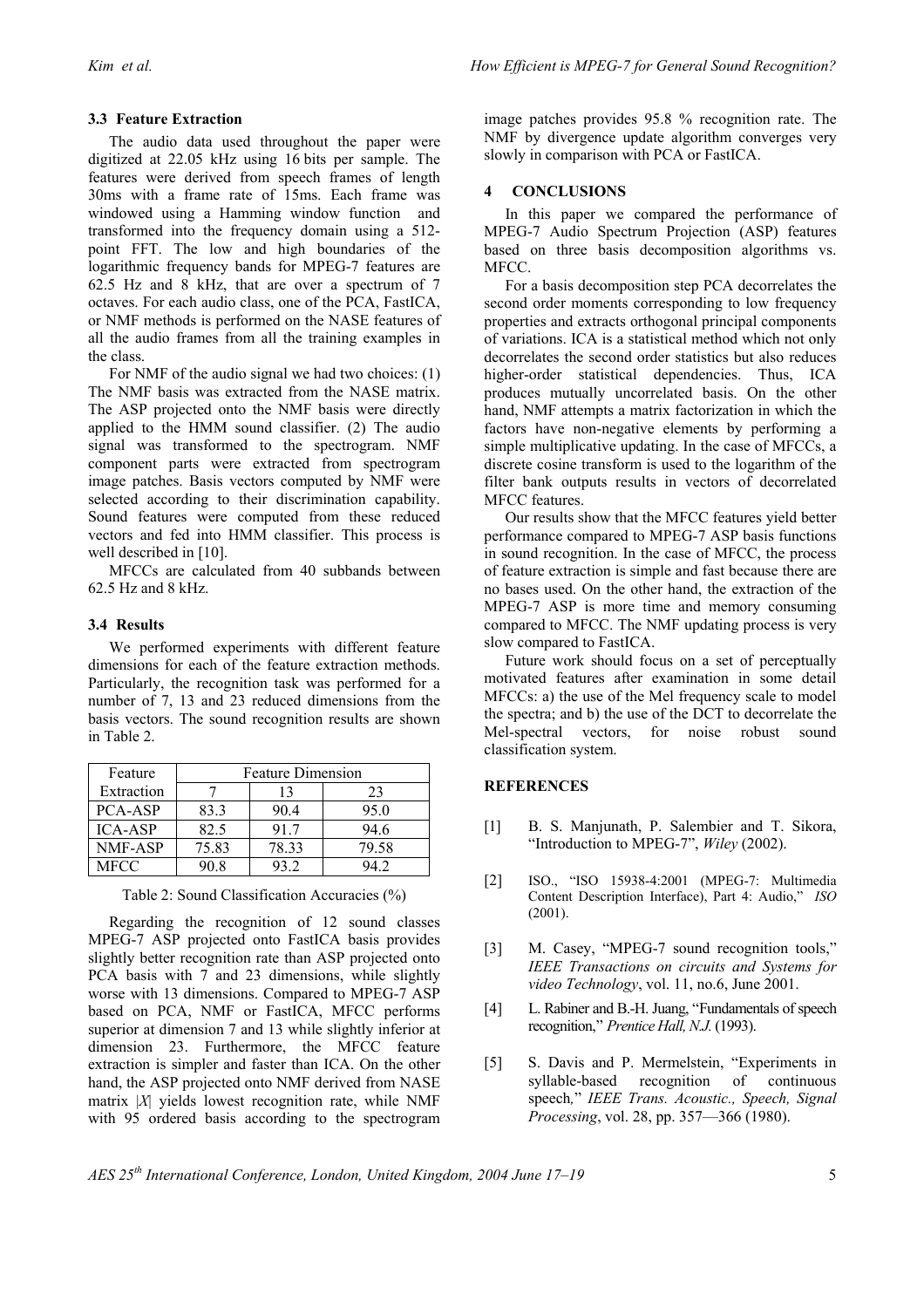### 3.3 Feature Extraction

The audio data used throughout the paper were digitized at 22.05 kHz using 16 bits per sample. The features were derived from speech frames of length 30ms with a frame rate of 15ms. Each frame was windowed using a Hamming window function and transformed into the frequency domain using a 512-point FFT. The low and high boundaries of the logarithmic frequency bands for MPEG-7 features are 62.5 Hz and 8 kHz, that are over a spectrum of 7 octaves. For each audio class, one of the PCA, FastICA, or NMF methods is performed on the NASE features of all the audio frames from all the training examples in the class.

For NMF of the audio signal we had two choices: (1) The NMF basis was extracted from the NASE matrix. The ASP projected onto the NMF basis were directly applied to the HMM sound classifier. (2) The audio signal was transformed to the spectrogram. NMF component parts were extracted from spectrogram image patches. Basis vectors computed by NMF were selected according to their discrimination capability. Sound features were computed from these reduced vectors and fed into HMM classifier. This process is well described in [10].

MFCCs are calculated from 40 subbands between 62.5 Hz and 8 kHz.

### 3.4 Results

We performed experiments with different feature dimensions for each of the feature extraction methods. Particularly, the recognition task was performed for a number of 7, 13 and 23 reduced dimensions from the basis vectors. The sound recognition results are shown in Table 2.

| Feature Extraction | Feature Dimension | | |
|---|---|---|---|
| | 7 | 13 | 23 |
| PCA-ASP | 83.3 | 90.4 | 95.0 |
| ICA-ASP | 82.5 | 91.7 | 94.6 |
| NMF-ASP | 75.83 | 78.33 | 79.58 |
| MFCC | 90.8 | 93.2 | 94.2 |

Table 2: Sound Classification Accuracies (%)

Regarding the recognition of 12 sound classes MPEG-7 ASP projected onto FastICA basis provides slightly better recognition rate than ASP projected onto PCA basis with 7 and 23 dimensions, while slightly worse with 13 dimensions. Compared to MPEG-7 ASP based on PCA, NMF or FastICA, MFCC performs superior at dimension 7 and 13 while slightly inferior at dimension 23. Furthermore, the MFCC feature extraction is simpler and faster than ICA. On the other hand, the ASP projected onto NMF derived from NASE matrix $|X|$ yields lowest recognition rate, while NMF with 95 ordered basis according to the spectrogram image patches provides 95.8 % recognition rate. The NMF by divergence update algorithm converges very slowly in comparison with PCA or FastICA.

## 4 CONCLUSIONS

In this paper we compared the performance of MPEG-7 Audio Spectrum Projection (ASP) features based on three basis decomposition algorithms vs. MFCC.

For a basis decomposition step PCA decorrelates the second order moments corresponding to low frequency properties and extracts orthogonal principal components of variations. ICA is a statistical method which not only decorrelates the second order statistics but also reduces higher-order statistical dependencies. Thus, ICA produces mutually uncorrelated basis. On the other hand, NMF attempts a matrix factorization in which the factors have non-negative elements by performing a simple multiplicative updating. In the case of MFCCs, a discrete cosine transform is used to the logarithm of the filter bank outputs results in vectors of decorrelated MFCC features.

Our results show that the MFCC features yield better performance compared to MPEG-7 ASP basis functions in sound recognition. In the case of MFCC, the process of feature extraction is simple and fast because there are no bases used. On the other hand, the extraction of the MPEG-7 ASP is more time and memory consuming compared to MFCC. The NMF updating process is very slow compared to FastICA.

Future work should focus on a set of perceptually motivated features after examination in some detail MFCCs: a) the use of the Mel frequency scale to model the spectra; and b) the use of the DCT to decorrelate the Mel-spectral vectors, for noise robust sound classification system.

## REFERENCES

[1] B. S. Manjunath, P. Salembier and T. Sikora, "Introduction to MPEG-7", *Wiley* (2002).

[2] ISO., "ISO 15938-4:2001 (MPEG-7: Multimedia Content Description Interface), Part 4: Audio," *ISO* (2001).

[3] M. Casey, "MPEG-7 sound recognition tools," *IEEE Transactions on circuits and Systems for video Technology*, vol. 11, no.6, June 2001.

[4] L. Rabiner and B.-H. Juang, "Fundamentals of speech recognition," *Prentice Hall, N.J.* (1993).

[5] S. Davis and P. Mermelstein, "Experiments in syllable-based recognition of continuous speech," *IEEE Trans. Acoustic., Speech, Signal Processing*, vol. 28, pp. 357—366 (1980).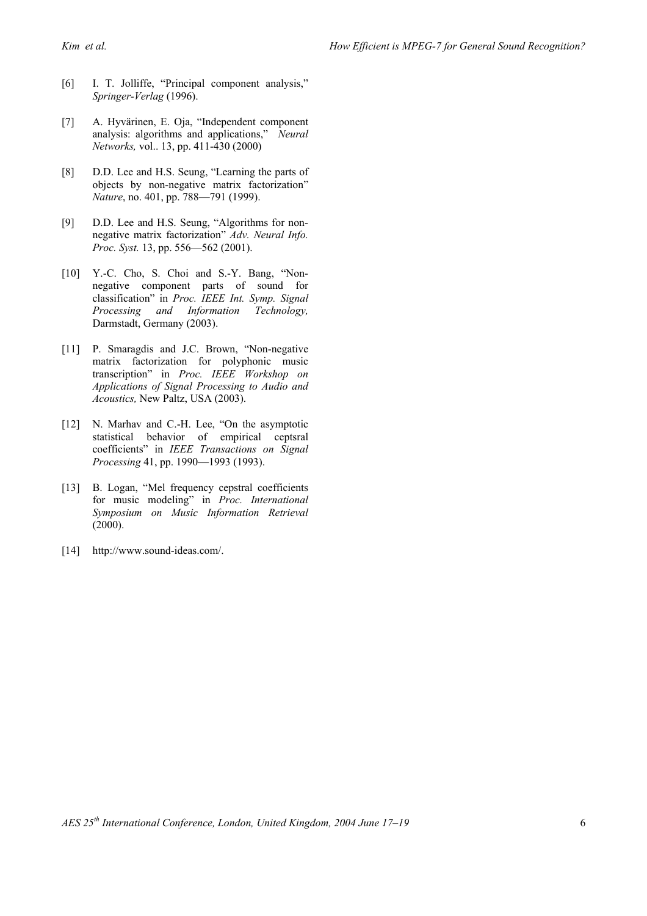[6] I. T. Jolliffe, "Principal component analysis," *Springer-Verlag* (1996).

[7] A. Hyvärinen, E. Oja, "Independent component analysis: algorithms and applications," *Neural Networks,* vol.. 13, pp. 411-430 (2000)

[8] D.D. Lee and H.S. Seung, "Learning the parts of objects by non-negative matrix factorization" *Nature*, no. 401, pp. 788—791 (1999).

[9] D.D. Lee and H.S. Seung, "Algorithms for non-negative matrix factorization" *Adv. Neural Info. Proc. Syst.* 13, pp. 556—562 (2001).

[10] Y.-C. Cho, S. Choi and S.-Y. Bang, "Non-negative component parts of sound for classification" in *Proc. IEEE Int. Symp. Signal Processing and Information Technology,* Darmstadt, Germany (2003).

[11] P. Smaragdis and J.C. Brown, "Non-negative matrix factorization for polyphonic music transcription" in *Proc. IEEE Workshop on Applications of Signal Processing to Audio and Acoustics,* New Paltz, USA (2003).

[12] N. Marhav and C.-H. Lee, "On the asymptotic statistical behavior of empirical ceptsral coefficients" in *IEEE Transactions on Signal Processing* 41, pp. 1990—1993 (1993).

[13] B. Logan, "Mel frequency cepstral coefficients for music modeling" in *Proc. International Symposium on Music Information Retrieval* (2000).

[14] http://www.sound-ideas.com/.